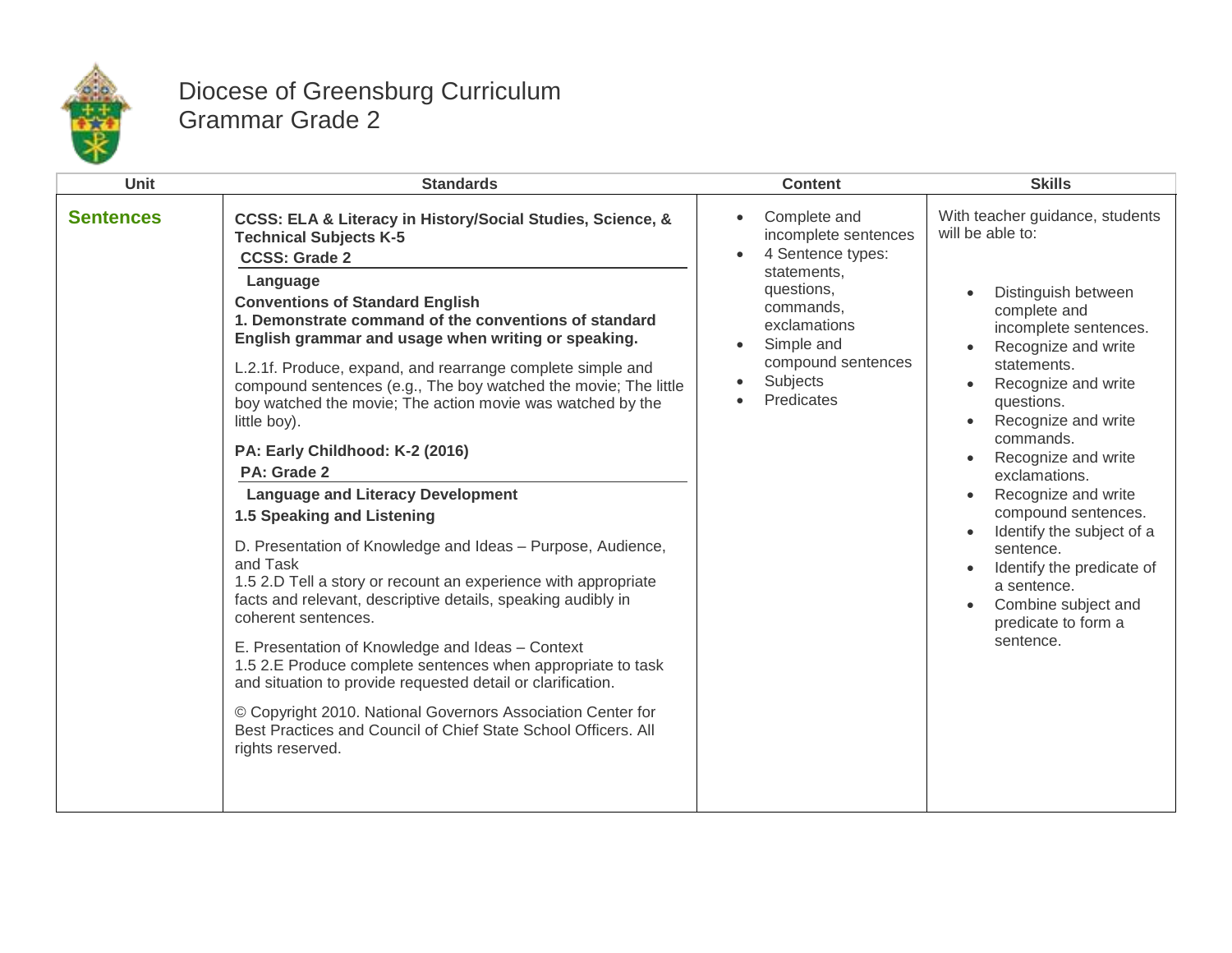# Diocese of Greensburg Curriculum
## Grammar Grade 2

| Unit | Standards | Content | Skills |
|---|---|---|---|
| **Sentences** | **CCSS: ELA & Literacy in History/Social Studies, Science, & Technical Subjects K-5**<br>**CCSS: Grade 2**<br>**Language**<br>**Conventions of Standard English**<br>**1. Demonstrate command of the conventions of standard English grammar and usage when writing or speaking.**<br><br>L.2.1f. Produce, expand, and rearrange complete simple and compound sentences (e.g., The boy watched the movie; The little boy watched the movie; The action movie was watched by the little boy).<br><br>**PA: Early Childhood: K-2 (2016)**<br>**PA: Grade 2**<br>**Language and Literacy Development**<br>**1.5 Speaking and Listening**<br><br>D. Presentation of Knowledge and Ideas – Purpose, Audience, and Task<br>1.5 2.D Tell a story or recount an experience with appropriate facts and relevant, descriptive details, speaking audibly in coherent sentences.<br><br>E. Presentation of Knowledge and Ideas – Context<br>1.5 2.E Produce complete sentences when appropriate to task and situation to provide requested detail or clarification.<br><br>© Copyright 2010. National Governors Association Center for Best Practices and Council of Chief State School Officers. All rights reserved. | • Complete and incomplete sentences<br>• 4 Sentence types: statements, questions, commands, exclamations<br>• Simple and compound sentences<br>• Subjects<br>• Predicates | With teacher guidance, students will be able to:<br><br>• Distinguish between complete and incomplete sentences.<br>• Recognize and write statements.<br>• Recognize and write questions.<br>• Recognize and write commands.<br>• Recognize and write exclamations.<br>• Recognize and write compound sentences.<br>• Identify the subject of a sentence.<br>• Identify the predicate of a sentence.<br>• Combine subject and predicate to form a sentence. |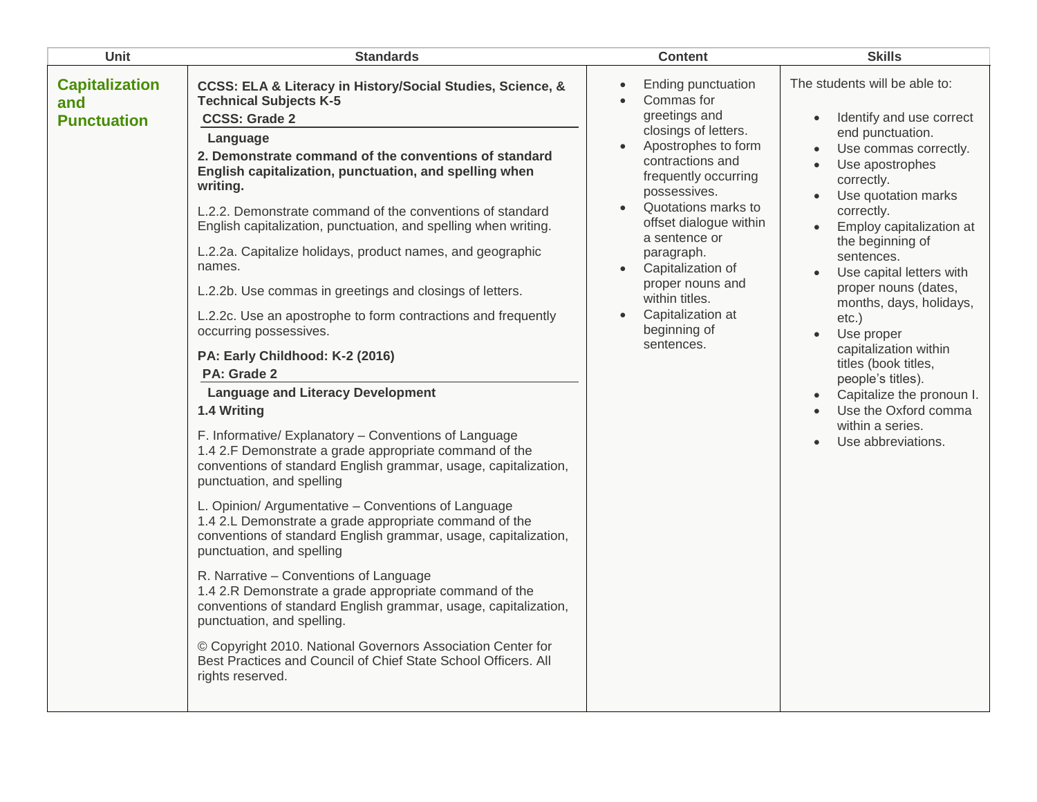| Unit | Standards | Content | Skills |
|---|---|---|---|
| **Capitalization and Punctuation** | **CCSS: ELA & Literacy in History/Social Studies, Science, & Technical Subjects K-5**<br>**CCSS: Grade 2**<br>**Language**<br>**2. Demonstrate command of the conventions of standard English capitalization, punctuation, and spelling when writing.**<br><br>L.2.2. Demonstrate command of the conventions of standard English capitalization, punctuation, and spelling when writing.<br><br>L.2.2a. Capitalize holidays, product names, and geographic names.<br><br>L.2.2b. Use commas in greetings and closings of letters.<br><br>L.2.2c. Use an apostrophe to form contractions and frequently occurring possessives.<br><br>**PA: Early Childhood: K-2 (2016)**<br>**PA: Grade 2**<br>**Language and Literacy Development**<br>**1.4 Writing**<br><br>F. Informative/ Explanatory – Conventions of Language<br>1.4 2.F Demonstrate a grade appropriate command of the conventions of standard English grammar, usage, capitalization, punctuation, and spelling<br><br>L. Opinion/ Argumentative – Conventions of Language<br>1.4 2.L Demonstrate a grade appropriate command of the conventions of standard English grammar, usage, capitalization, punctuation, and spelling<br><br>R. Narrative – Conventions of Language<br>1.4 2.R Demonstrate a grade appropriate command of the conventions of standard English grammar, usage, capitalization, punctuation, and spelling.<br><br>© Copyright 2010. National Governors Association Center for Best Practices and Council of Chief State School Officers. All rights reserved. | • Ending punctuation<br>• Commas for greetings and closings of letters.<br>• Apostrophes to form contractions and frequently occurring possessives.<br>• Quotations marks to offset dialogue within a sentence or paragraph.<br>• Capitalization of proper nouns and within titles.<br>• Capitalization at beginning of sentences. | The students will be able to:<br><br>• Identify and use correct end punctuation.<br>• Use commas correctly.<br>• Use apostrophes correctly.<br>• Use quotation marks correctly.<br>• Employ capitalization at the beginning of sentences.<br>• Use capital letters with proper nouns (dates, months, days, holidays, etc.)<br>• Use proper capitalization within titles (book titles, people's titles).<br>• Capitalize the pronoun I.<br>• Use the Oxford comma within a series.<br>• Use abbreviations. |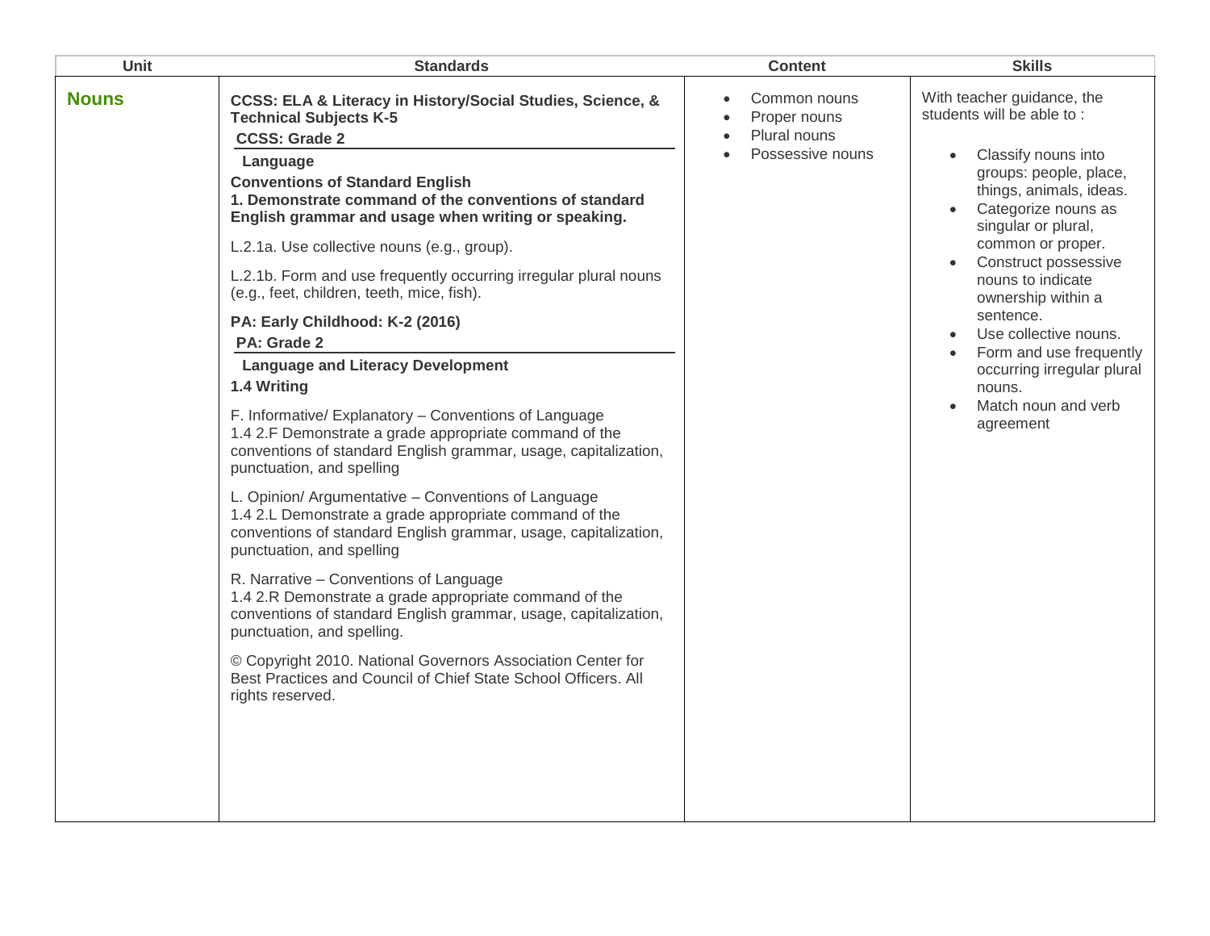| Unit | Standards | Content | Skills |
|---|---|---|---|
| **Nouns** | **CCSS: ELA & Literacy in History/Social Studies, Science, & Technical Subjects K-5**<br>**CCSS: Grade 2**<br>**Language**<br>**Conventions of Standard English**<br>**1. Demonstrate command of the conventions of standard English grammar and usage when writing or speaking.**<br><br>L.2.1a. Use collective nouns (e.g., group).<br><br>L.2.1b. Form and use frequently occurring irregular plural nouns (e.g., feet, children, teeth, mice, fish).<br><br>**PA: Early Childhood: K-2 (2016)**<br>**PA: Grade 2**<br>**Language and Literacy Development**<br>**1.4 Writing**<br><br>F. Informative/ Explanatory – Conventions of Language<br>1.4 2.F Demonstrate a grade appropriate command of the conventions of standard English grammar, usage, capitalization, punctuation, and spelling<br><br>L. Opinion/ Argumentative – Conventions of Language<br>1.4 2.L Demonstrate a grade appropriate command of the conventions of standard English grammar, usage, capitalization, punctuation, and spelling<br><br>R. Narrative – Conventions of Language<br>1.4 2.R Demonstrate a grade appropriate command of the conventions of standard English grammar, usage, capitalization, punctuation, and spelling.<br><br>© Copyright 2010. National Governors Association Center for Best Practices and Council of Chief State School Officers. All rights reserved. | • Common nouns<br>• Proper nouns<br>• Plural nouns<br>• Possessive nouns | With teacher guidance, the students will be able to :<br><br>• Classify nouns into groups: people, place, things, animals, ideas.<br>• Categorize nouns as singular or plural, common or proper.<br>• Construct possessive nouns to indicate ownership within a sentence.<br>• Use collective nouns.<br>• Form and use frequently occurring irregular plural nouns.<br>• Match noun and verb agreement |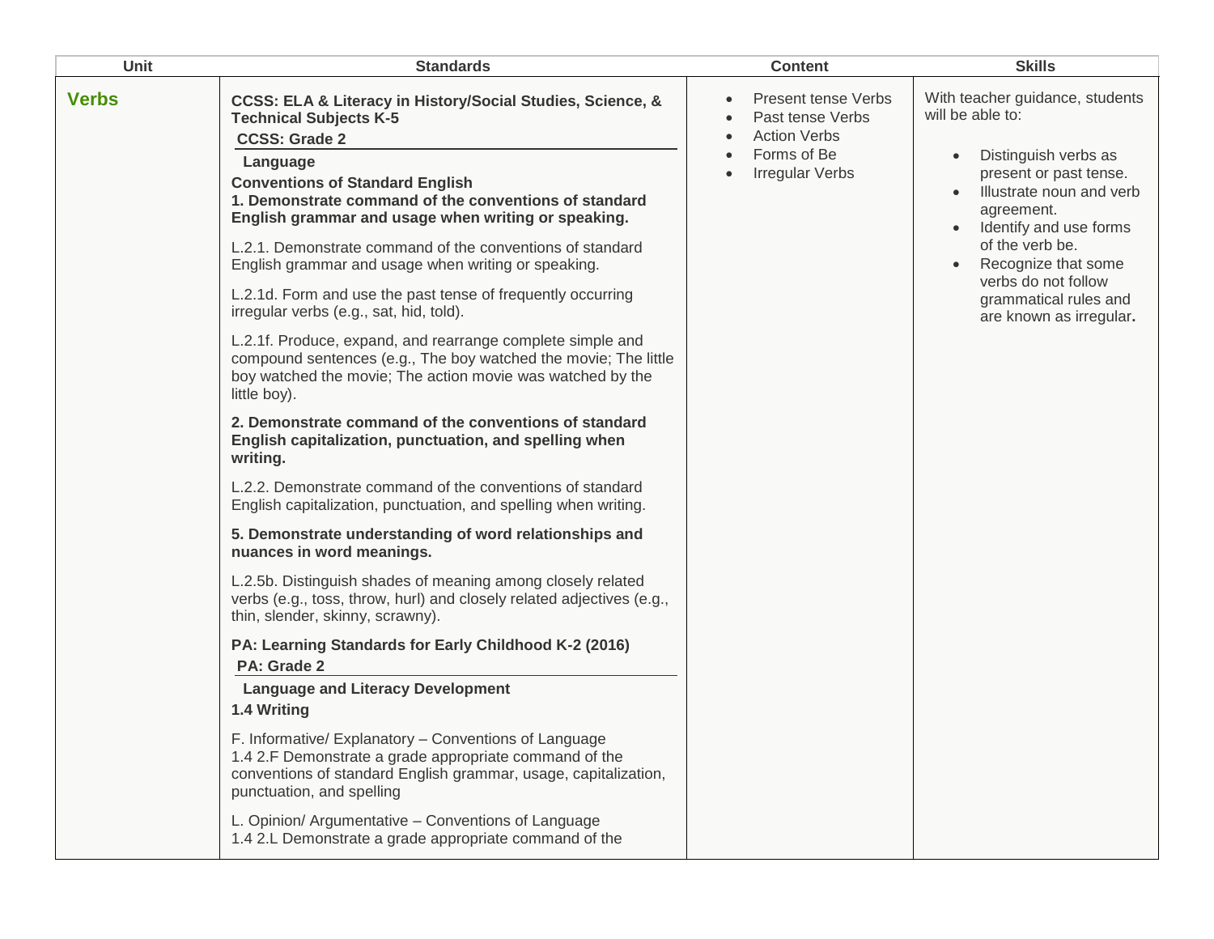| Unit | Standards | Content | Skills |
|---|---|---|---|
| **Verbs** | **CCSS: ELA & Literacy in History/Social Studies, Science, & Technical Subjects K-5**<br>**CCSS: Grade 2**<br>**Language**<br>**Conventions of Standard English**<br>**1. Demonstrate command of the conventions of standard English grammar and usage when writing or speaking.**<br><br>L.2.1. Demonstrate command of the conventions of standard English grammar and usage when writing or speaking.<br><br>L.2.1d. Form and use the past tense of frequently occurring irregular verbs (e.g., sat, hid, told).<br><br>L.2.1f. Produce, expand, and rearrange complete simple and compound sentences (e.g., The boy watched the movie; The little boy watched the movie; The action movie was watched by the little boy).<br><br>**2. Demonstrate command of the conventions of standard English capitalization, punctuation, and spelling when writing.**<br><br>L.2.2. Demonstrate command of the conventions of standard English capitalization, punctuation, and spelling when writing.<br><br>**5. Demonstrate understanding of word relationships and nuances in word meanings.**<br><br>L.2.5b. Distinguish shades of meaning among closely related verbs (e.g., toss, throw, hurl) and closely related adjectives (e.g., thin, slender, skinny, scrawny).<br><br>**PA: Learning Standards for Early Childhood K-2 (2016)**<br>**PA: Grade 2**<br>**Language and Literacy Development**<br>**1.4 Writing**<br><br>F. Informative/ Explanatory – Conventions of Language<br>1.4 2.F Demonstrate a grade appropriate command of the conventions of standard English grammar, usage, capitalization, punctuation, and spelling<br><br>L. Opinion/ Argumentative – Conventions of Language<br>1.4 2.L Demonstrate a grade appropriate command of the | • Present tense Verbs<br>• Past tense Verbs<br>• Action Verbs<br>• Forms of Be<br>• Irregular Verbs | With teacher guidance, students will be able to:<br><br>• Distinguish verbs as present or past tense.<br>• Illustrate noun and verb agreement.<br>• Identify and use forms of the verb be.<br>• Recognize that some verbs do not follow grammatical rules and are known as irregular**.** |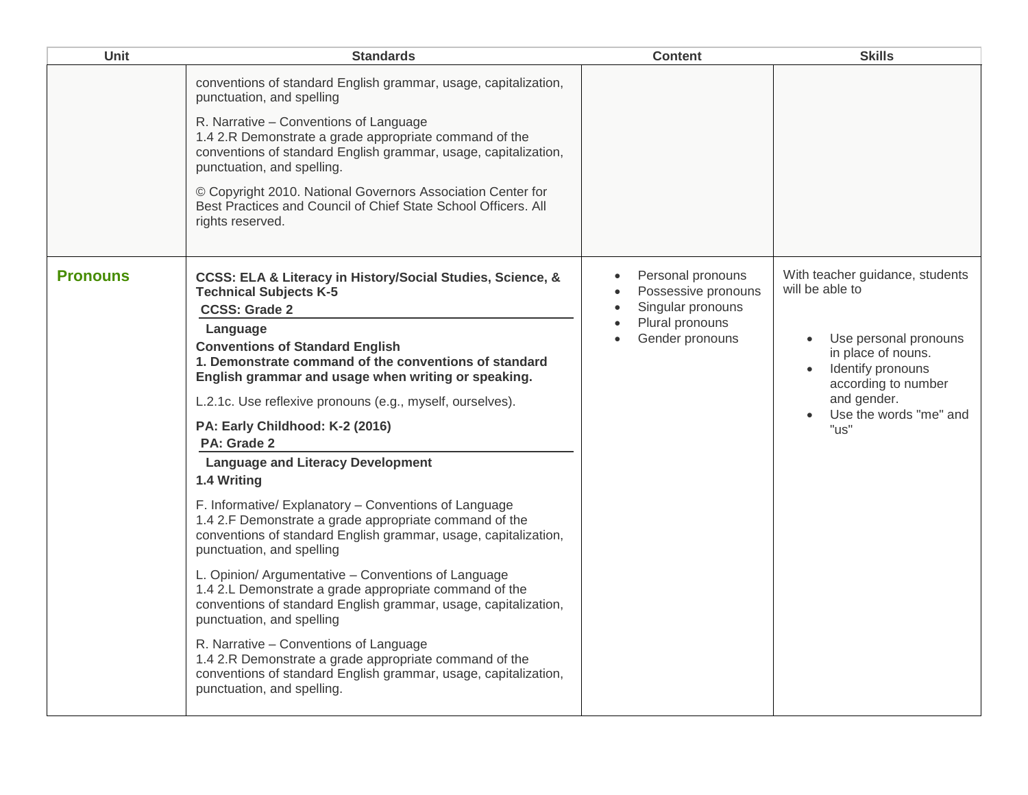| Unit | Standards | Content | Skills |
| --- | --- | --- | --- |
| | conventions of standard English grammar, usage, capitalization, punctuation, and spelling<br><br>R. Narrative – Conventions of Language<br>1.4 2.R Demonstrate a grade appropriate command of the conventions of standard English grammar, usage, capitalization, punctuation, and spelling.<br><br>© Copyright 2010. National Governors Association Center for Best Practices and Council of Chief State School Officers. All rights reserved. | | |
| **Pronouns** | **CCSS: ELA & Literacy in History/Social Studies, Science, & Technical Subjects K-5**<br>**CCSS: Grade 2**<br>**Language**<br>**Conventions of Standard English**<br>**1. Demonstrate command of the conventions of standard English grammar and usage when writing or speaking.**<br><br>L.2.1c. Use reflexive pronouns (e.g., myself, ourselves).<br><br>**PA: Early Childhood: K-2 (2016)**<br>**PA: Grade 2**<br>**Language and Literacy Development**<br>**1.4 Writing**<br><br>F. Informative/ Explanatory – Conventions of Language<br>1.4 2.F Demonstrate a grade appropriate command of the conventions of standard English grammar, usage, capitalization, punctuation, and spelling<br><br>L. Opinion/ Argumentative – Conventions of Language<br>1.4 2.L Demonstrate a grade appropriate command of the conventions of standard English grammar, usage, capitalization, punctuation, and spelling<br><br>R. Narrative – Conventions of Language<br>1.4 2.R Demonstrate a grade appropriate command of the conventions of standard English grammar, usage, capitalization, punctuation, and spelling. | • Personal pronouns<br>• Possessive pronouns<br>• Singular pronouns<br>• Plural pronouns<br>• Gender pronouns | With teacher guidance, students will be able to<br><br>• Use personal pronouns in place of nouns.<br>• Identify pronouns according to number and gender.<br>• Use the words "me" and "us" |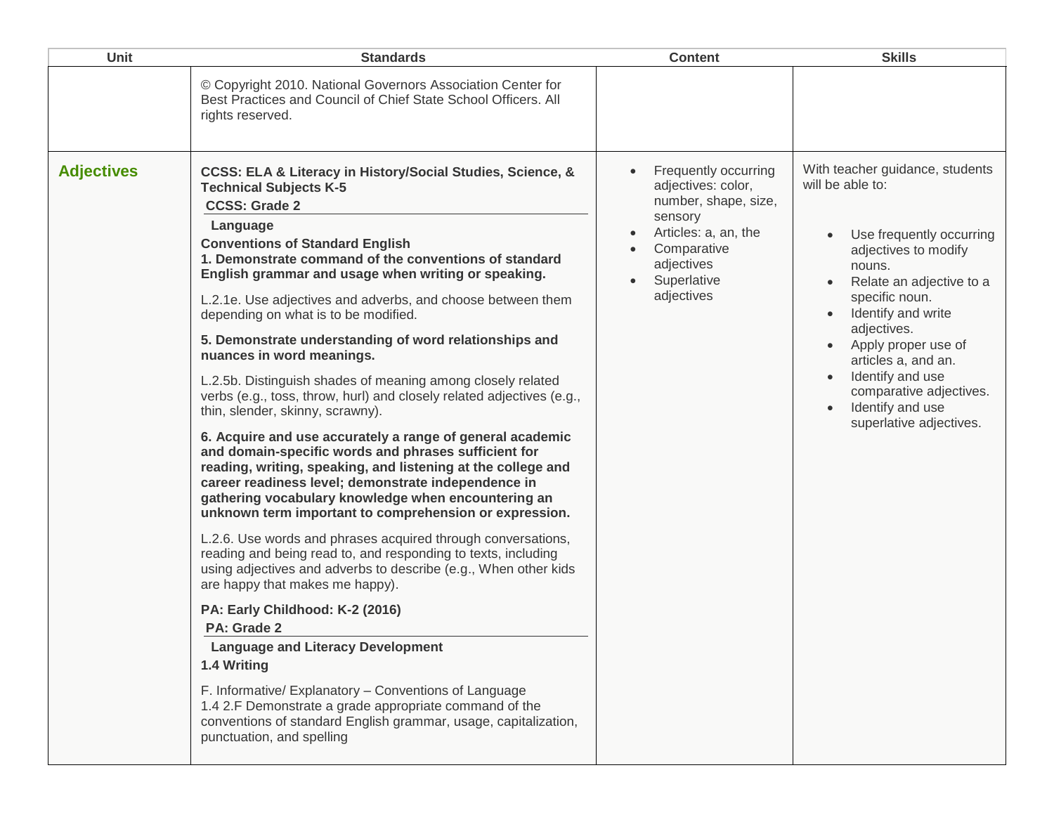| Unit | Standards | Content | Skills |
|---|---|---|---|
| | © Copyright 2010. National Governors Association Center for Best Practices and Council of Chief State School Officers. All rights reserved. | | |
| **Adjectives** | **CCSS: ELA & Literacy in History/Social Studies, Science, & Technical Subjects K-5**<br>**CCSS: Grade 2**<br>**Language**<br>**Conventions of Standard English**<br>**1. Demonstrate command of the conventions of standard English grammar and usage when writing or speaking.**<br>L.2.1e. Use adjectives and adverbs, and choose between them depending on what is to be modified.<br>**5. Demonstrate understanding of word relationships and nuances in word meanings.**<br>L.2.5b. Distinguish shades of meaning among closely related verbs (e.g., toss, throw, hurl) and closely related adjectives (e.g., thin, slender, skinny, scrawny).<br>**6. Acquire and use accurately a range of general academic and domain-specific words and phrases sufficient for reading, writing, speaking, and listening at the college and career readiness level; demonstrate independence in gathering vocabulary knowledge when encountering an unknown term important to comprehension or expression.**<br>L.2.6. Use words and phrases acquired through conversations, reading and being read to, and responding to texts, including using adjectives and adverbs to describe (e.g., When other kids are happy that makes me happy).<br>**PA: Early Childhood: K-2 (2016)**<br>**PA: Grade 2**<br>**Language and Literacy Development**<br>**1.4 Writing**<br>F. Informative/ Explanatory – Conventions of Language<br>1.4 2.F Demonstrate a grade appropriate command of the conventions of standard English grammar, usage, capitalization, punctuation, and spelling | • Frequently occurring adjectives: color, number, shape, size, sensory<br>• Articles: a, an, the<br>• Comparative adjectives<br>• Superlative adjectives | With teacher guidance, students will be able to:<br>• Use frequently occurring adjectives to modify nouns.<br>• Relate an adjective to a specific noun.<br>• Identify and write adjectives.<br>• Apply proper use of articles a, and an.<br>• Identify and use comparative adjectives.<br>• Identify and use superlative adjectives. |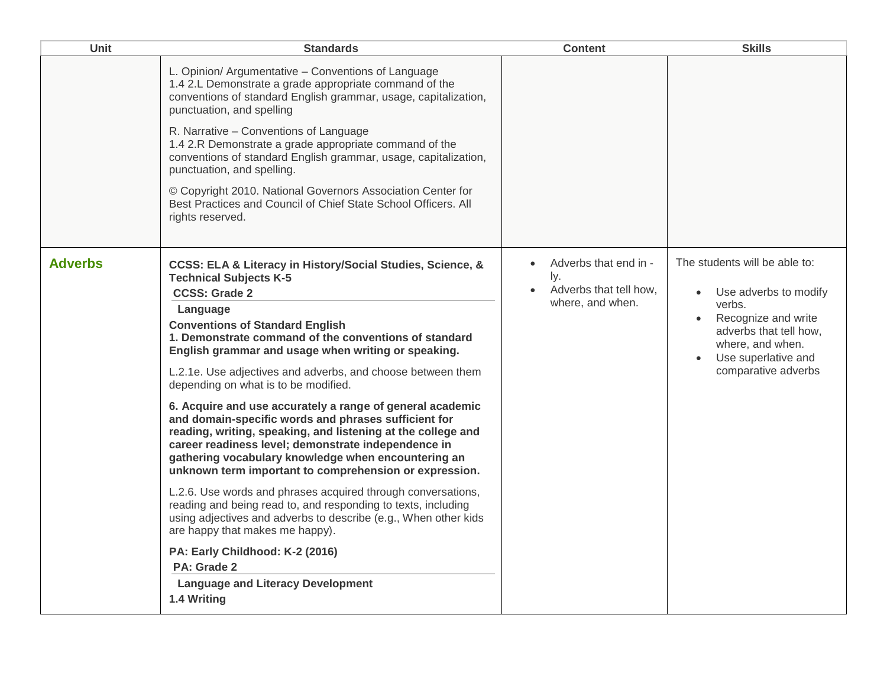| Unit | Standards | Content | Skills |
|---|---|---|---|
| | L. Opinion/ Argumentative – Conventions of Language<br>1.4 2.L Demonstrate a grade appropriate command of the conventions of standard English grammar, usage, capitalization, punctuation, and spelling<br><br>R. Narrative – Conventions of Language<br>1.4 2.R Demonstrate a grade appropriate command of the conventions of standard English grammar, usage, capitalization, punctuation, and spelling.<br><br>© Copyright 2010. National Governors Association Center for Best Practices and Council of Chief State School Officers. All rights reserved. | | |
| **Adverbs** | **CCSS: ELA & Literacy in History/Social Studies, Science, & Technical Subjects K-5**<br>**CCSS: Grade 2**<br>**Language**<br>**Conventions of Standard English**<br>**1. Demonstrate command of the conventions of standard English grammar and usage when writing or speaking.**<br><br>L.2.1e. Use adjectives and adverbs, and choose between them depending on what is to be modified.<br><br>**6. Acquire and use accurately a range of general academic and domain-specific words and phrases sufficient for reading, writing, speaking, and listening at the college and career readiness level; demonstrate independence in gathering vocabulary knowledge when encountering an unknown term important to comprehension or expression.**<br><br>L.2.6. Use words and phrases acquired through conversations, reading and being read to, and responding to texts, including using adjectives and adverbs to describe (e.g., When other kids are happy that makes me happy).<br><br>**PA: Early Childhood: K-2 (2016)**<br>**PA: Grade 2**<br>**Language and Literacy Development**<br>**1.4 Writing** | • Adverbs that end in -ly.<br>• Adverbs that tell how, where, and when. | The students will be able to:<br><br>• Use adverbs to modify verbs.<br>• Recognize and write adverbs that tell how, where, and when.<br>• Use superlative and comparative adverbs |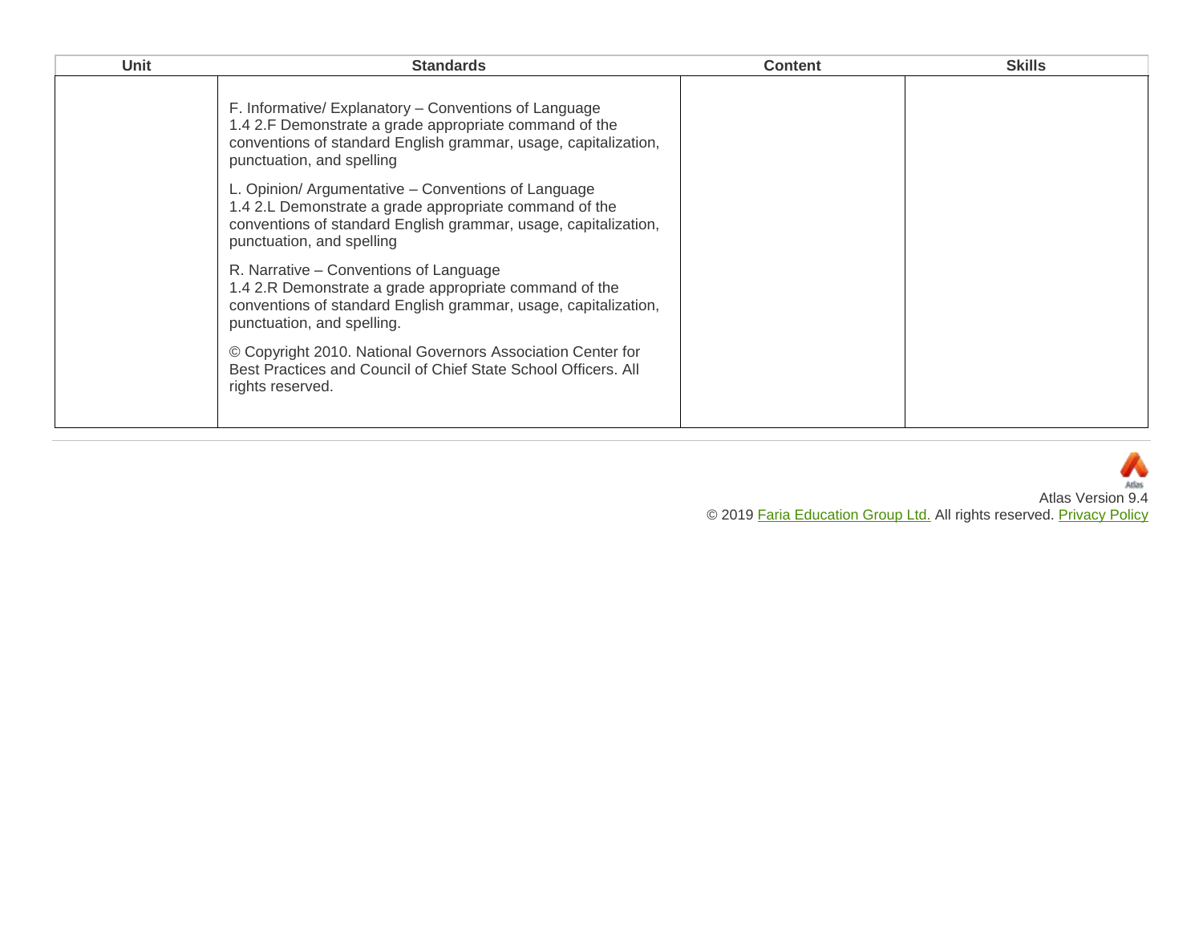| Unit | Standards | Content | Skills |
|---|---|---|---|
| | F. Informative/ Explanatory – Conventions of Language<br>1.4 2.F Demonstrate a grade appropriate command of the conventions of standard English grammar, usage, capitalization, punctuation, and spelling<br><br>L. Opinion/ Argumentative – Conventions of Language<br>1.4 2.L Demonstrate a grade appropriate command of the conventions of standard English grammar, usage, capitalization, punctuation, and spelling<br><br>R. Narrative – Conventions of Language<br>1.4 2.R Demonstrate a grade appropriate command of the conventions of standard English grammar, usage, capitalization, punctuation, and spelling.<br><br>© Copyright 2010. National Governors Association Center for Best Practices and Council of Chief State School Officers. All rights reserved. | | |

Atlas Version 9.4
© 2019 Faria Education Group Ltd. All rights reserved. Privacy Policy